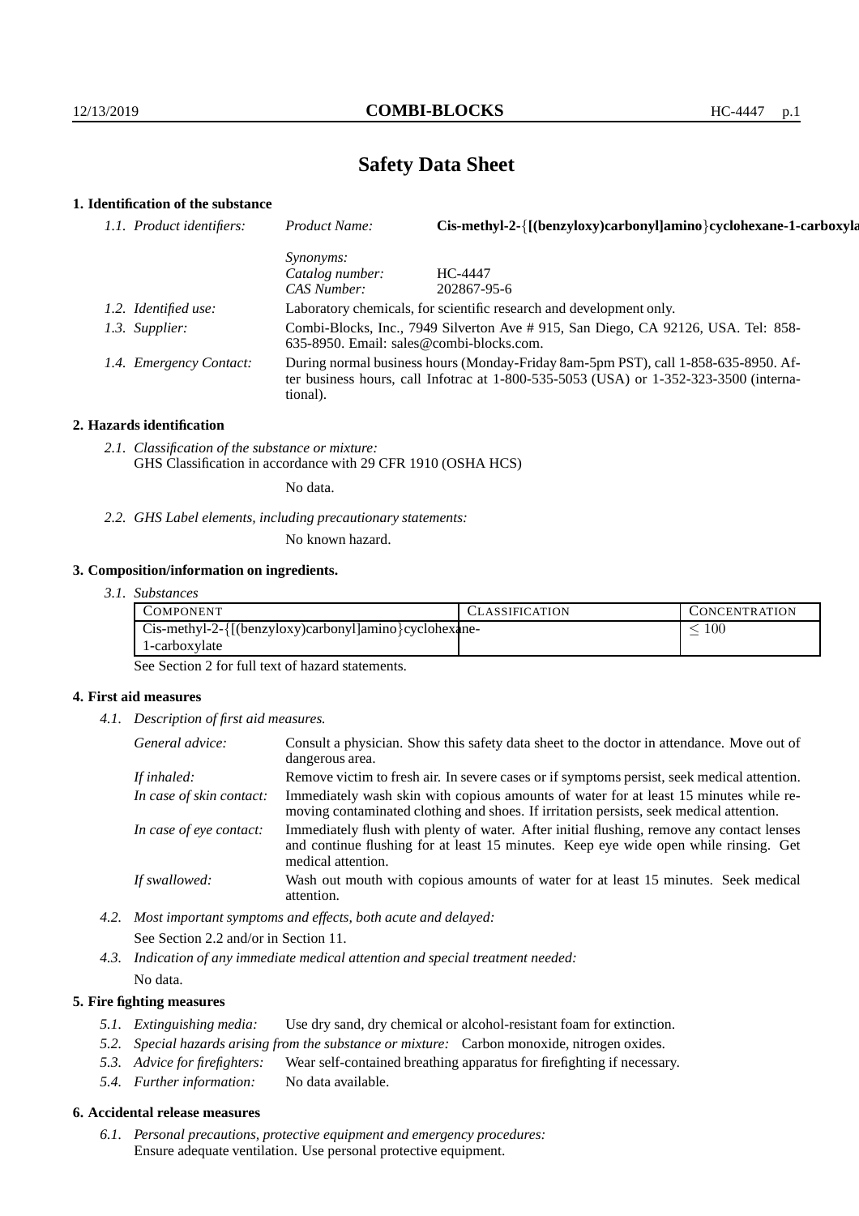# Safety Data Sheet

## 1. Identification of the substance

*1.1. Product identifiers:* *Product Name:* **Cis-methyl-2-{[(benzyloxy)carbonyl]amino}cyclohexane-1-carboxyla**

*Synonyms:*
*Catalog number:* HC-4447
*CAS Number:* 202867-95-6

*1.2. Identified use:* Laboratory chemicals, for scientific research and development only.

*1.3. Supplier:* Combi-Blocks, Inc., 7949 Silverton Ave # 915, San Diego, CA 92126, USA. Tel: 858-635-8950. Email: sales@combi-blocks.com.

*1.4. Emergency Contact:* During normal business hours (Monday-Friday 8am-5pm PST), call 1-858-635-8950. After business hours, call Infotrac at 1-800-535-5053 (USA) or 1-352-323-3500 (international).

## 2. Hazards identification

*2.1. Classification of the substance or mixture:*
GHS Classification in accordance with 29 CFR 1910 (OSHA HCS)

No data.

*2.2. GHS Label elements, including precautionary statements:*

No known hazard.

## 3. Composition/information on ingredients.

*3.1. Substances*

| COMPONENT | CLASSIFICATION | CONCENTRATION |
|---|---|---|
| Cis-methyl-2-{[(benzyloxy)carbonyl]amino}cyclohexane-1-carboxylate | | $\leq 100$ |

See Section 2 for full text of hazard statements.

## 4. First aid measures

*4.1. Description of first aid measures.*

*General advice:* Consult a physician. Show this safety data sheet to the doctor in attendance. Move out of dangerous area.

*If inhaled:* Remove victim to fresh air. In severe cases or if symptoms persist, seek medical attention.

*In case of skin contact:* Immediately wash skin with copious amounts of water for at least 15 minutes while removing contaminated clothing and shoes. If irritation persists, seek medical attention.

*In case of eye contact:* Immediately flush with plenty of water. After initial flushing, remove any contact lenses and continue flushing for at least 15 minutes. Keep eye wide open while rinsing. Get medical attention.

*If swallowed:* Wash out mouth with copious amounts of water for at least 15 minutes. Seek medical attention.

*4.2. Most important symptoms and effects, both acute and delayed:*

See Section 2.2 and/or in Section 11.

*4.3. Indication of any immediate medical attention and special treatment needed:*

No data.

## 5. Fire fighting measures

*5.1. Extinguishing media:* Use dry sand, dry chemical or alcohol-resistant foam for extinction.

*5.2. Special hazards arising from the substance or mixture:* Carbon monoxide, nitrogen oxides.

*5.3. Advice for firefighters:* Wear self-contained breathing apparatus for firefighting if necessary.

*5.4. Further information:* No data available.

## 6. Accidental release measures

*6.1. Personal precautions, protective equipment and emergency procedures:*
Ensure adequate ventilation. Use personal protective equipment.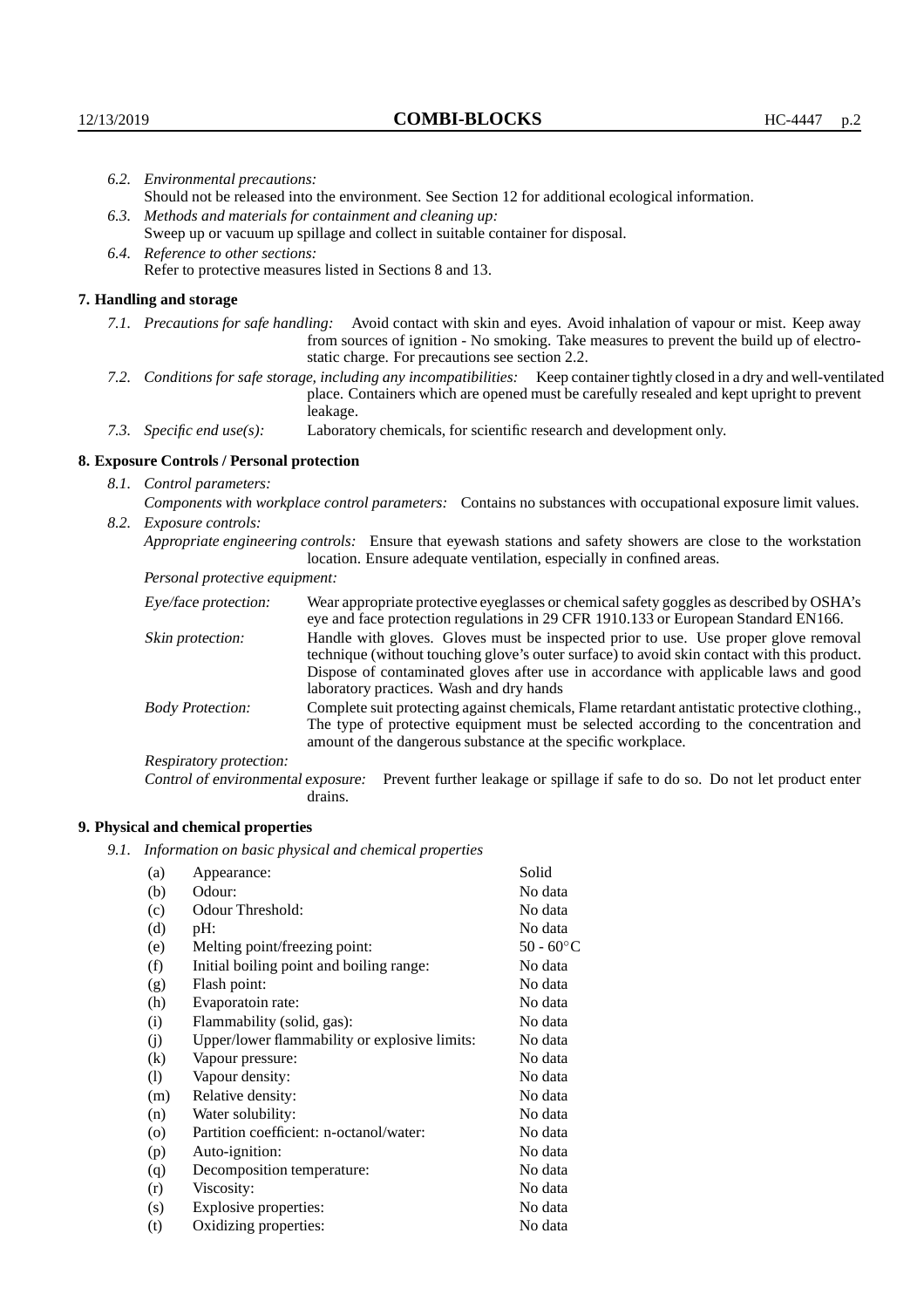*6.2. Environmental precautions:*
Should not be released into the environment. See Section 12 for additional ecological information.

*6.3. Methods and materials for containment and cleaning up:*
Sweep up or vacuum up spillage and collect in suitable container for disposal.

*6.4. Reference to other sections:*
Refer to protective measures listed in Sections 8 and 13.

## 7. Handling and storage

*7.1. Precautions for safe handling:* Avoid contact with skin and eyes. Avoid inhalation of vapour or mist. Keep away from sources of ignition - No smoking. Take measures to prevent the build up of electrostatic charge. For precautions see section 2.2.

*7.2. Conditions for safe storage, including any incompatibilities:* Keep container tightly closed in a dry and well-ventilated place. Containers which are opened must be carefully resealed and kept upright to prevent leakage.

*7.3. Specific end use(s):* Laboratory chemicals, for scientific research and development only.

## 8. Exposure Controls / Personal protection

*8.1. Control parameters:*

*Components with workplace control parameters:* Contains no substances with occupational exposure limit values.

*8.2. Exposure controls:*

*Appropriate engineering controls:* Ensure that eyewash stations and safety showers are close to the workstation location. Ensure adequate ventilation, especially in confined areas.

*Personal protective equipment:*

*Eye/face protection:* Wear appropriate protective eyeglasses or chemical safety goggles as described by OSHA's eye and face protection regulations in 29 CFR 1910.133 or European Standard EN166.

*Skin protection:* Handle with gloves. Gloves must be inspected prior to use. Use proper glove removal technique (without touching glove's outer surface) to avoid skin contact with this product. Dispose of contaminated gloves after use in accordance with applicable laws and good laboratory practices. Wash and dry hands

*Body Protection:* Complete suit protecting against chemicals, Flame retardant antistatic protective clothing., The type of protective equipment must be selected according to the concentration and amount of the dangerous substance at the specific workplace.

*Respiratory protection:*

*Control of environmental exposure:* Prevent further leakage or spillage if safe to do so. Do not let product enter drains.

## 9. Physical and chemical properties

*9.1. Information on basic physical and chemical properties*

| | | |
|---|---|---|
| (a) | Appearance: | Solid |
| (b) | Odour: | No data |
| (c) | Odour Threshold: | No data |
| (d) | pH: | No data |
| (e) | Melting point/freezing point: | 50 - 60°C |
| (f) | Initial boiling point and boiling range: | No data |
| (g) | Flash point: | No data |
| (h) | Evaporatoin rate: | No data |
| (i) | Flammability (solid, gas): | No data |
| (j) | Upper/lower flammability or explosive limits: | No data |
| (k) | Vapour pressure: | No data |
| (l) | Vapour density: | No data |
| (m) | Relative density: | No data |
| (n) | Water solubility: | No data |
| (o) | Partition coefficient: n-octanol/water: | No data |
| (p) | Auto-ignition: | No data |
| (q) | Decomposition temperature: | No data |
| (r) | Viscosity: | No data |
| (s) | Explosive properties: | No data |
| (t) | Oxidizing properties: | No data |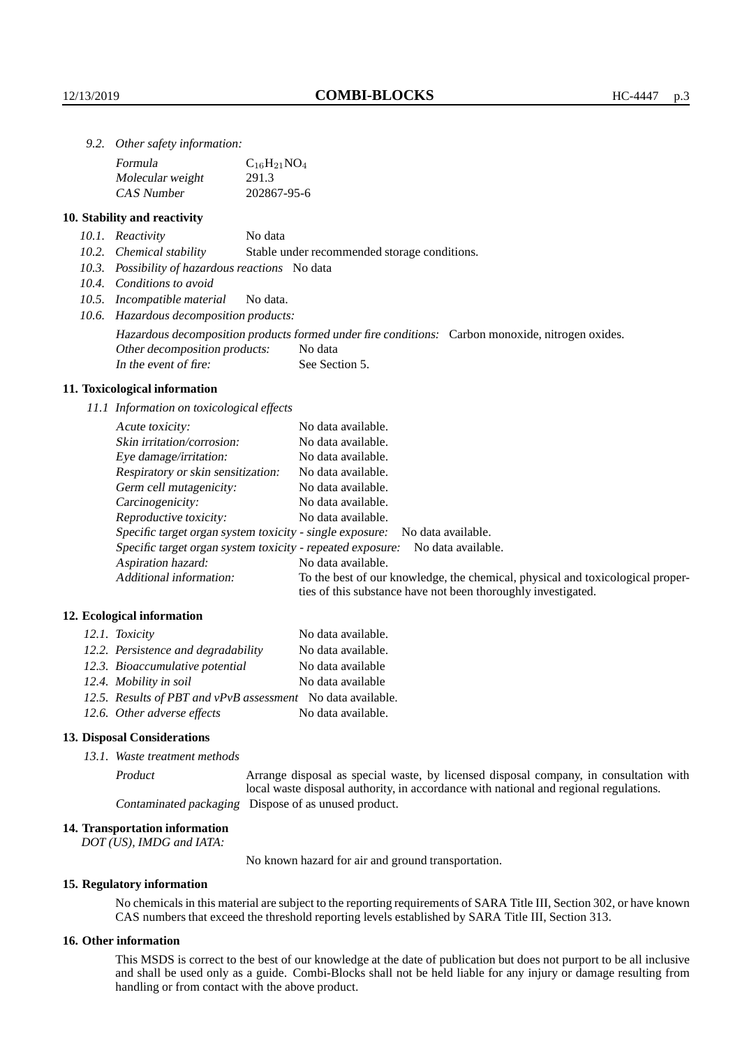*9.2. Other safety information:*

| | |
|---|---|
| *Formula* | $C_{16}H_{21}NO_4$ |
| *Molecular weight* | 291.3 |
| *CAS Number* | 202867-95-6 |

## 10. Stability and reactivity

*10.1. Reactivity* No data

*10.2. Chemical stability* Stable under recommended storage conditions.

*10.3. Possibility of hazardous reactions* No data

*10.4. Conditions to avoid*

*10.5. Incompatible material* No data.

*10.6. Hazardous decomposition products:*

*Hazardous decomposition products formed under fire conditions:* Carbon monoxide, nitrogen oxides.

*Other decomposition products:* No data

*In the event of fire:* See Section 5.

## 11. Toxicological information

*11.1 Information on toxicological effects*

| | |
|---|---|
| *Acute toxicity:* | No data available. |
| *Skin irritation/corrosion:* | No data available. |
| *Eye damage/irritation:* | No data available. |
| *Respiratory or skin sensitization:* | No data available. |
| *Germ cell mutagenicity:* | No data available. |
| *Carcinogenicity:* | No data available. |
| *Reproductive toxicity:* | No data available. |
| *Specific target organ system toxicity - single exposure:* | No data available. |
| *Specific target organ system toxicity - repeated exposure:* | No data available. |
| *Aspiration hazard:* | No data available. |
| *Additional information:* | To the best of our knowledge, the chemical, physical and toxicological properties of this substance have not been thoroughly investigated. |

## 12. Ecological information

| | |
|---|---|
| *12.1. Toxicity* | No data available. |
| *12.2. Persistence and degradability* | No data available. |
| *12.3. Bioaccumulative potential* | No data available |
| *12.4. Mobility in soil* | No data available |
| *12.5. Results of PBT and vPvB assessment* | No data available. |
| *12.6. Other adverse effects* | No data available. |

## 13. Disposal Considerations

*13.1. Waste treatment methods*

*Product* Arrange disposal as special waste, by licensed disposal company, in consultation with local waste disposal authority, in accordance with national and regional regulations.

*Contaminated packaging* Dispose of as unused product.

## 14. Transportation information

*DOT (US), IMDG and IATA:*

No known hazard for air and ground transportation.

## 15. Regulatory information

No chemicals in this material are subject to the reporting requirements of SARA Title III, Section 302, or have known CAS numbers that exceed the threshold reporting levels established by SARA Title III, Section 313.

## 16. Other information

This MSDS is correct to the best of our knowledge at the date of publication but does not purport to be all inclusive and shall be used only as a guide. Combi-Blocks shall not be held liable for any injury or damage resulting from handling or from contact with the above product.